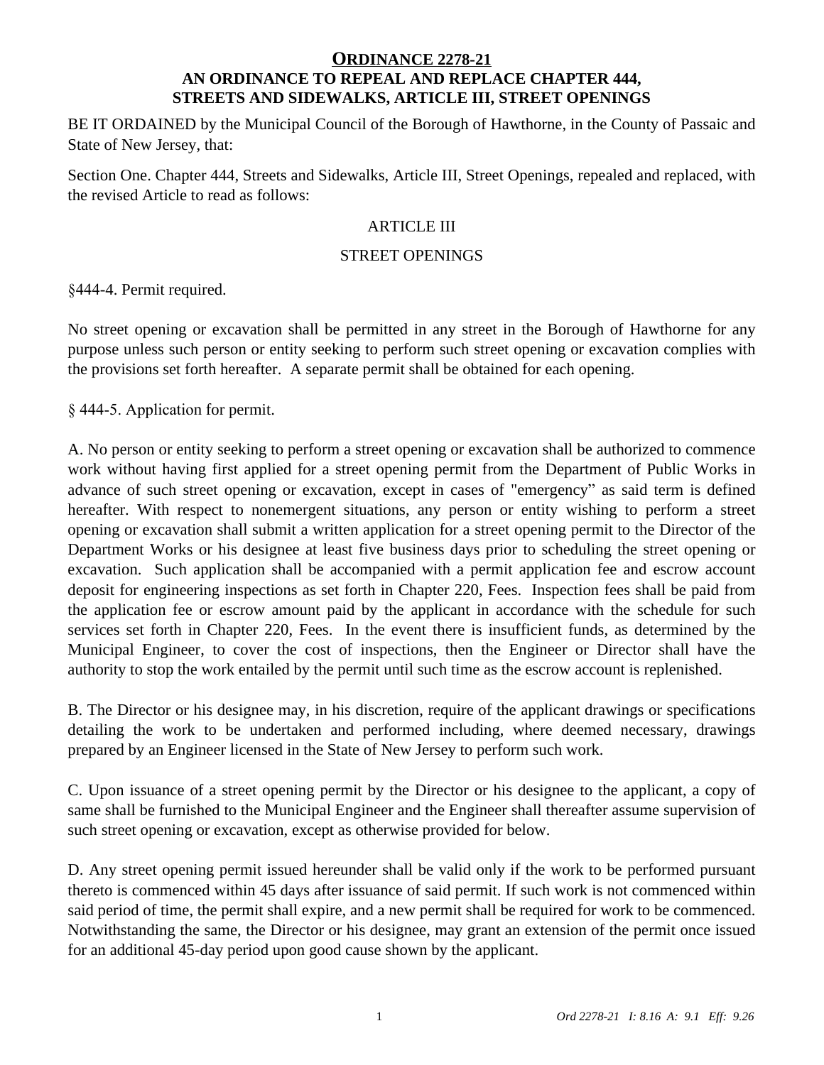# ORDINANCE 2278-21

## AN ORDINANCE TO REPEAL AND REPLACE CHAPTER 444, STREETS AND SIDEWALKS, ARTICLE III, STREET OPENINGS

BE IT ORDAINED by the Municipal Council of the Borough of Hawthorne, in the County of Passaic and State of New Jersey, that:

Section One. Chapter 444, Streets and Sidewalks, Article III, Street Openings, repealed and replaced, with the revised Article to read as follows:

ARTICLE III

STREET OPENINGS

§444-4. Permit required.

No street opening or excavation shall be permitted in any street in the Borough of Hawthorne for any purpose unless such person or entity seeking to perform such street opening or excavation complies with the provisions set forth hereafter. A separate permit shall be obtained for each opening.

§ 444-5. Application for permit.

A. No person or entity seeking to perform a street opening or excavation shall be authorized to commence work without having first applied for a street opening permit from the Department of Public Works in advance of such street opening or excavation, except in cases of "emergency" as said term is defined hereafter. With respect to nonemergent situations, any person or entity wishing to perform a street opening or excavation shall submit a written application for a street opening permit to the Director of the Department Works or his designee at least five business days prior to scheduling the street opening or excavation. Such application shall be accompanied with a permit application fee and escrow account deposit for engineering inspections as set forth in Chapter 220, Fees. Inspection fees shall be paid from the application fee or escrow amount paid by the applicant in accordance with the schedule for such services set forth in Chapter 220, Fees. In the event there is insufficient funds, as determined by the Municipal Engineer, to cover the cost of inspections, then the Engineer or Director shall have the authority to stop the work entailed by the permit until such time as the escrow account is replenished.

B. The Director or his designee may, in his discretion, require of the applicant drawings or specifications detailing the work to be undertaken and performed including, where deemed necessary, drawings prepared by an Engineer licensed in the State of New Jersey to perform such work.

C. Upon issuance of a street opening permit by the Director or his designee to the applicant, a copy of same shall be furnished to the Municipal Engineer and the Engineer shall thereafter assume supervision of such street opening or excavation, except as otherwise provided for below.

D. Any street opening permit issued hereunder shall be valid only if the work to be performed pursuant thereto is commenced within 45 days after issuance of said permit. If such work is not commenced within said period of time, the permit shall expire, and a new permit shall be required for work to be commenced. Notwithstanding the same, the Director or his designee, may grant an extension of the permit once issued for an additional 45-day period upon good cause shown by the applicant.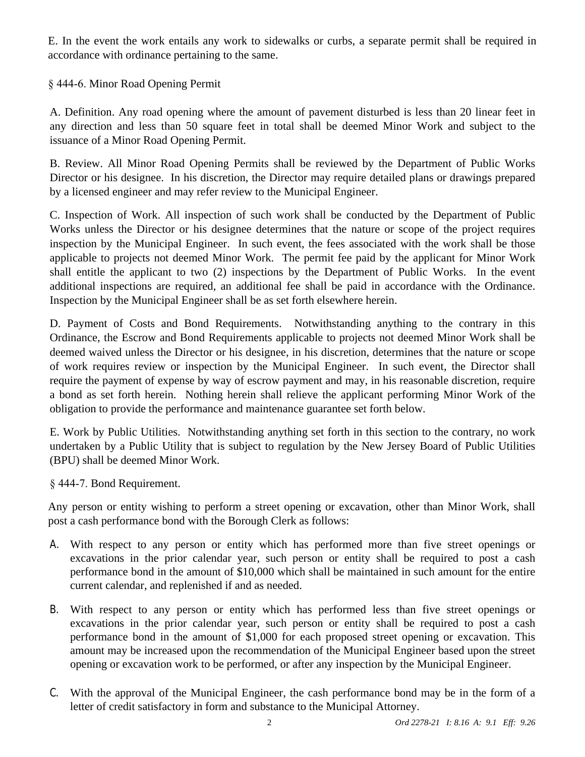E. In the event the work entails any work to sidewalks or curbs, a separate permit shall be required in accordance with ordinance pertaining to the same.

§ 444-6. Minor Road Opening Permit

A. Definition. Any road opening where the amount of pavement disturbed is less than 20 linear feet in any direction and less than 50 square feet in total shall be deemed Minor Work and subject to the issuance of a Minor Road Opening Permit.

B. Review. All Minor Road Opening Permits shall be reviewed by the Department of Public Works Director or his designee. In his discretion, the Director may require detailed plans or drawings prepared by a licensed engineer and may refer review to the Municipal Engineer.

C. Inspection of Work. All inspection of such work shall be conducted by the Department of Public Works unless the Director or his designee determines that the nature or scope of the project requires inspection by the Municipal Engineer. In such event, the fees associated with the work shall be those applicable to projects not deemed Minor Work. The permit fee paid by the applicant for Minor Work shall entitle the applicant to two (2) inspections by the Department of Public Works. In the event additional inspections are required, an additional fee shall be paid in accordance with the Ordinance. Inspection by the Municipal Engineer shall be as set forth elsewhere herein.

D. Payment of Costs and Bond Requirements. Notwithstanding anything to the contrary in this Ordinance, the Escrow and Bond Requirements applicable to projects not deemed Minor Work shall be deemed waived unless the Director or his designee, in his discretion, determines that the nature or scope of work requires review or inspection by the Municipal Engineer. In such event, the Director shall require the payment of expense by way of escrow payment and may, in his reasonable discretion, require a bond as set forth herein. Nothing herein shall relieve the applicant performing Minor Work of the obligation to provide the performance and maintenance guarantee set forth below.

E. Work by Public Utilities. Notwithstanding anything set forth in this section to the contrary, no work undertaken by a Public Utility that is subject to regulation by the New Jersey Board of Public Utilities (BPU) shall be deemed Minor Work.

§ 444-7. Bond Requirement.

Any person or entity wishing to perform a street opening or excavation, other than Minor Work, shall post a cash performance bond with the Borough Clerk as follows:

A. With respect to any person or entity which has performed more than five street openings or excavations in the prior calendar year, such person or entity shall be required to post a cash performance bond in the amount of $10,000 which shall be maintained in such amount for the entire current calendar, and replenished if and as needed.

B. With respect to any person or entity which has performed less than five street openings or excavations in the prior calendar year, such person or entity shall be required to post a cash performance bond in the amount of $1,000 for each proposed street opening or excavation. This amount may be increased upon the recommendation of the Municipal Engineer based upon the street opening or excavation work to be performed, or after any inspection by the Municipal Engineer.

C. With the approval of the Municipal Engineer, the cash performance bond may be in the form of a letter of credit satisfactory in form and substance to the Municipal Attorney.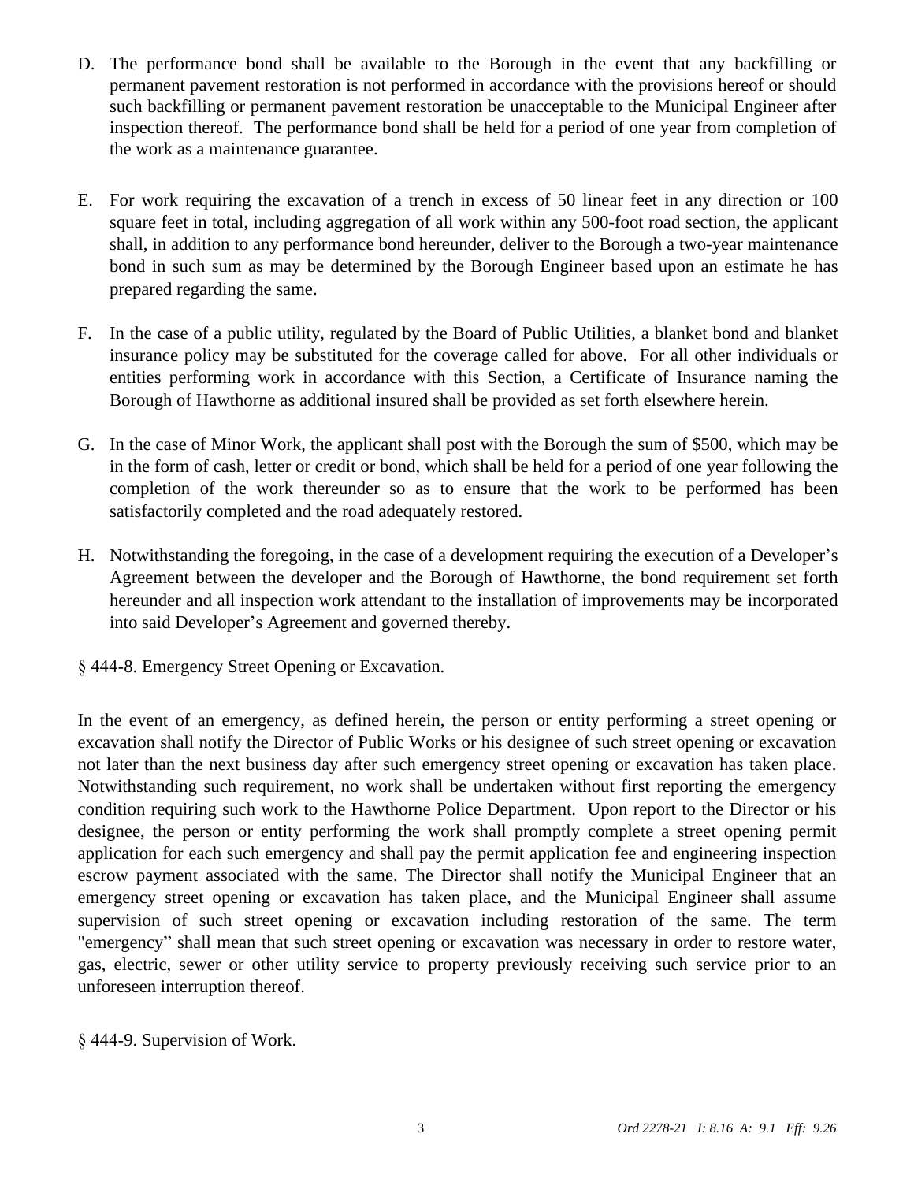D. The performance bond shall be available to the Borough in the event that any backfilling or permanent pavement restoration is not performed in accordance with the provisions hereof or should such backfilling or permanent pavement restoration be unacceptable to the Municipal Engineer after inspection thereof. The performance bond shall be held for a period of one year from completion of the work as a maintenance guarantee.

E. For work requiring the excavation of a trench in excess of 50 linear feet in any direction or 100 square feet in total, including aggregation of all work within any 500-foot road section, the applicant shall, in addition to any performance bond hereunder, deliver to the Borough a two-year maintenance bond in such sum as may be determined by the Borough Engineer based upon an estimate he has prepared regarding the same.

F. In the case of a public utility, regulated by the Board of Public Utilities, a blanket bond and blanket insurance policy may be substituted for the coverage called for above. For all other individuals or entities performing work in accordance with this Section, a Certificate of Insurance naming the Borough of Hawthorne as additional insured shall be provided as set forth elsewhere herein.

G. In the case of Minor Work, the applicant shall post with the Borough the sum of $500, which may be in the form of cash, letter or credit or bond, which shall be held for a period of one year following the completion of the work thereunder so as to ensure that the work to be performed has been satisfactorily completed and the road adequately restored.

H. Notwithstanding the foregoing, in the case of a development requiring the execution of a Developer's Agreement between the developer and the Borough of Hawthorne, the bond requirement set forth hereunder and all inspection work attendant to the installation of improvements may be incorporated into said Developer's Agreement and governed thereby.

§ 444-8. Emergency Street Opening or Excavation.

In the event of an emergency, as defined herein, the person or entity performing a street opening or excavation shall notify the Director of Public Works or his designee of such street opening or excavation not later than the next business day after such emergency street opening or excavation has taken place. Notwithstanding such requirement, no work shall be undertaken without first reporting the emergency condition requiring such work to the Hawthorne Police Department. Upon report to the Director or his designee, the person or entity performing the work shall promptly complete a street opening permit application for each such emergency and shall pay the permit application fee and engineering inspection escrow payment associated with the same. The Director shall notify the Municipal Engineer that an emergency street opening or excavation has taken place, and the Municipal Engineer shall assume supervision of such street opening or excavation including restoration of the same. The term "emergency" shall mean that such street opening or excavation was necessary in order to restore water, gas, electric, sewer or other utility service to property previously receiving such service prior to an unforeseen interruption thereof.

§ 444-9. Supervision of Work.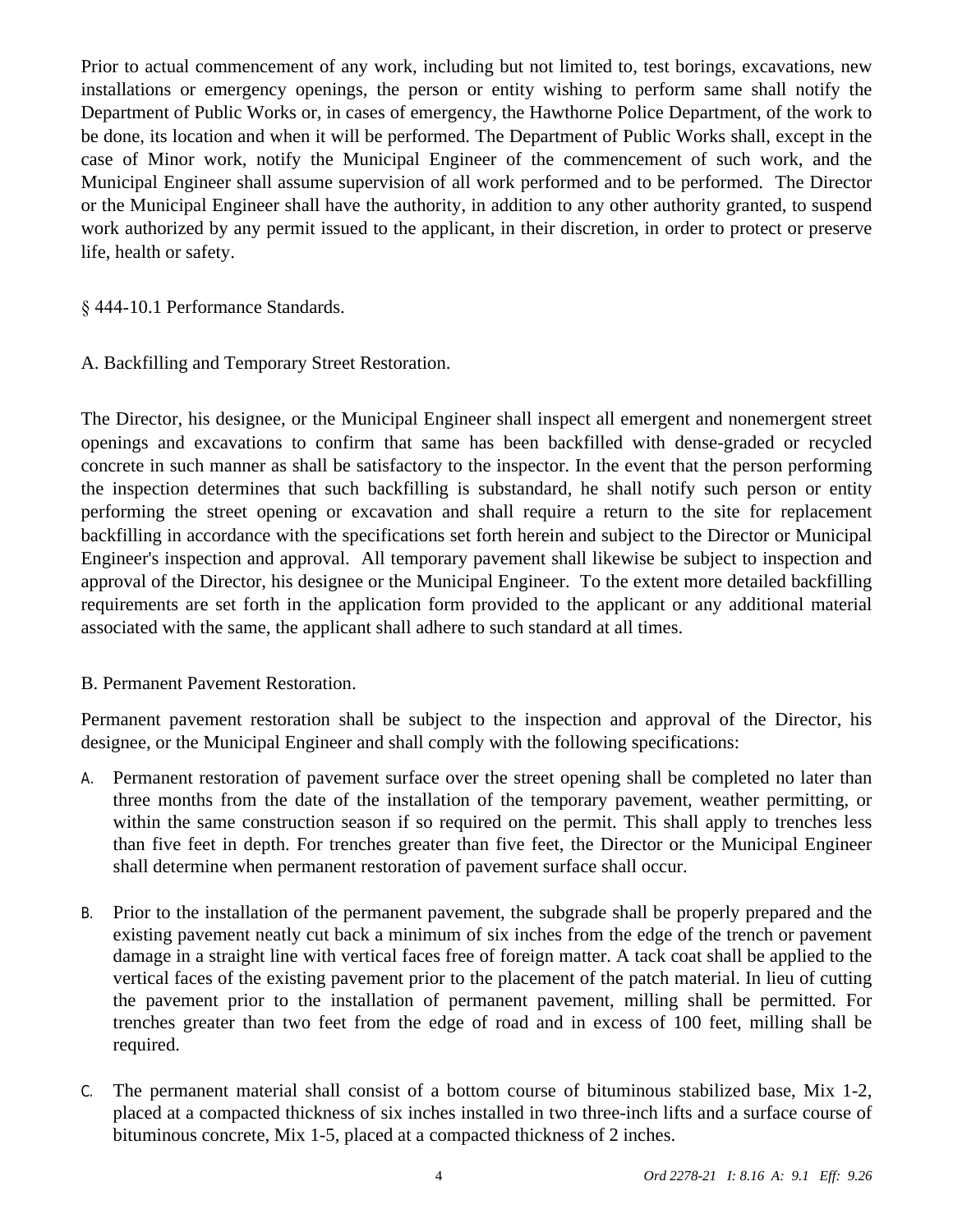Prior to actual commencement of any work, including but not limited to, test borings, excavations, new installations or emergency openings, the person or entity wishing to perform same shall notify the Department of Public Works or, in cases of emergency, the Hawthorne Police Department, of the work to be done, its location and when it will be performed. The Department of Public Works shall, except in the case of Minor work, notify the Municipal Engineer of the commencement of such work, and the Municipal Engineer shall assume supervision of all work performed and to be performed. The Director or the Municipal Engineer shall have the authority, in addition to any other authority granted, to suspend work authorized by any permit issued to the applicant, in their discretion, in order to protect or preserve life, health or safety.

§ 444-10.1 Performance Standards.

A. Backfilling and Temporary Street Restoration.

The Director, his designee, or the Municipal Engineer shall inspect all emergent and nonemergent street openings and excavations to confirm that same has been backfilled with dense-graded or recycled concrete in such manner as shall be satisfactory to the inspector. In the event that the person performing the inspection determines that such backfilling is substandard, he shall notify such person or entity performing the street opening or excavation and shall require a return to the site for replacement backfilling in accordance with the specifications set forth herein and subject to the Director or Municipal Engineer's inspection and approval. All temporary pavement shall likewise be subject to inspection and approval of the Director, his designee or the Municipal Engineer. To the extent more detailed backfilling requirements are set forth in the application form provided to the applicant or any additional material associated with the same, the applicant shall adhere to such standard at all times.

B. Permanent Pavement Restoration.

Permanent pavement restoration shall be subject to the inspection and approval of the Director, his designee, or the Municipal Engineer and shall comply with the following specifications:

A. Permanent restoration of pavement surface over the street opening shall be completed no later than three months from the date of the installation of the temporary pavement, weather permitting, or within the same construction season if so required on the permit. This shall apply to trenches less than five feet in depth. For trenches greater than five feet, the Director or the Municipal Engineer shall determine when permanent restoration of pavement surface shall occur.

B. Prior to the installation of the permanent pavement, the subgrade shall be properly prepared and the existing pavement neatly cut back a minimum of six inches from the edge of the trench or pavement damage in a straight line with vertical faces free of foreign matter. A tack coat shall be applied to the vertical faces of the existing pavement prior to the placement of the patch material. In lieu of cutting the pavement prior to the installation of permanent pavement, milling shall be permitted. For trenches greater than two feet from the edge of road and in excess of 100 feet, milling shall be required.

C. The permanent material shall consist of a bottom course of bituminous stabilized base, Mix 1-2, placed at a compacted thickness of six inches installed in two three-inch lifts and a surface course of bituminous concrete, Mix 1-5, placed at a compacted thickness of 2 inches.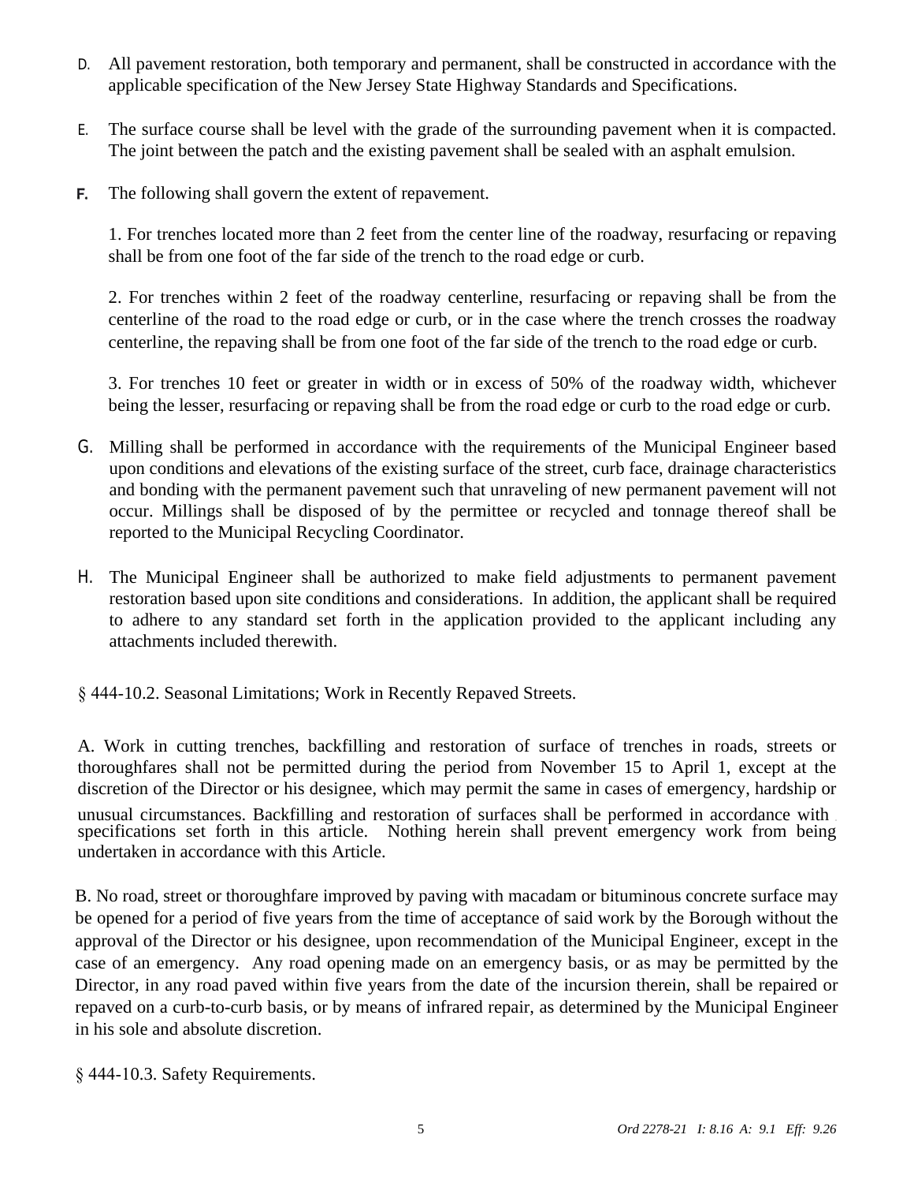D. All pavement restoration, both temporary and permanent, shall be constructed in accordance with the applicable specification of the New Jersey State Highway Standards and Specifications.

E. The surface course shall be level with the grade of the surrounding pavement when it is compacted. The joint between the patch and the existing pavement shall be sealed with an asphalt emulsion.

F. The following shall govern the extent of repavement.

1. For trenches located more than 2 feet from the center line of the roadway, resurfacing or repaving shall be from one foot of the far side of the trench to the road edge or curb.

2. For trenches within 2 feet of the roadway centerline, resurfacing or repaving shall be from the centerline of the road to the road edge or curb, or in the case where the trench crosses the roadway centerline, the repaving shall be from one foot of the far side of the trench to the road edge or curb.

3. For trenches 10 feet or greater in width or in excess of 50% of the roadway width, whichever being the lesser, resurfacing or repaving shall be from the road edge or curb to the road edge or curb.

G. Milling shall be performed in accordance with the requirements of the Municipal Engineer based upon conditions and elevations of the existing surface of the street, curb face, drainage characteristics and bonding with the permanent pavement such that unraveling of new permanent pavement will not occur. Millings shall be disposed of by the permittee or recycled and tonnage thereof shall be reported to the Municipal Recycling Coordinator.

H. The Municipal Engineer shall be authorized to make field adjustments to permanent pavement restoration based upon site conditions and considerations. In addition, the applicant shall be required to adhere to any standard set forth in the application provided to the applicant including any attachments included therewith.

§ 444-10.2. Seasonal Limitations; Work in Recently Repaved Streets.

A. Work in cutting trenches, backfilling and restoration of surface of trenches in roads, streets or thoroughfares shall not be permitted during the period from November 15 to April 1, except at the discretion of the Director or his designee, which may permit the same in cases of emergency, hardship or unusual circumstances. Backfilling and restoration of surfaces shall be performed in accordance with specifications set forth in this article. Nothing herein shall prevent emergency work from being undertaken in accordance with this Article.

B. No road, street or thoroughfare improved by paving with macadam or bituminous concrete surface may be opened for a period of five years from the time of acceptance of said work by the Borough without the approval of the Director or his designee, upon recommendation of the Municipal Engineer, except in the case of an emergency. Any road opening made on an emergency basis, or as may be permitted by the Director, in any road paved within five years from the date of the incursion therein, shall be repaired or repaved on a curb-to-curb basis, or by means of infrared repair, as determined by the Municipal Engineer in his sole and absolute discretion.

§ 444-10.3. Safety Requirements.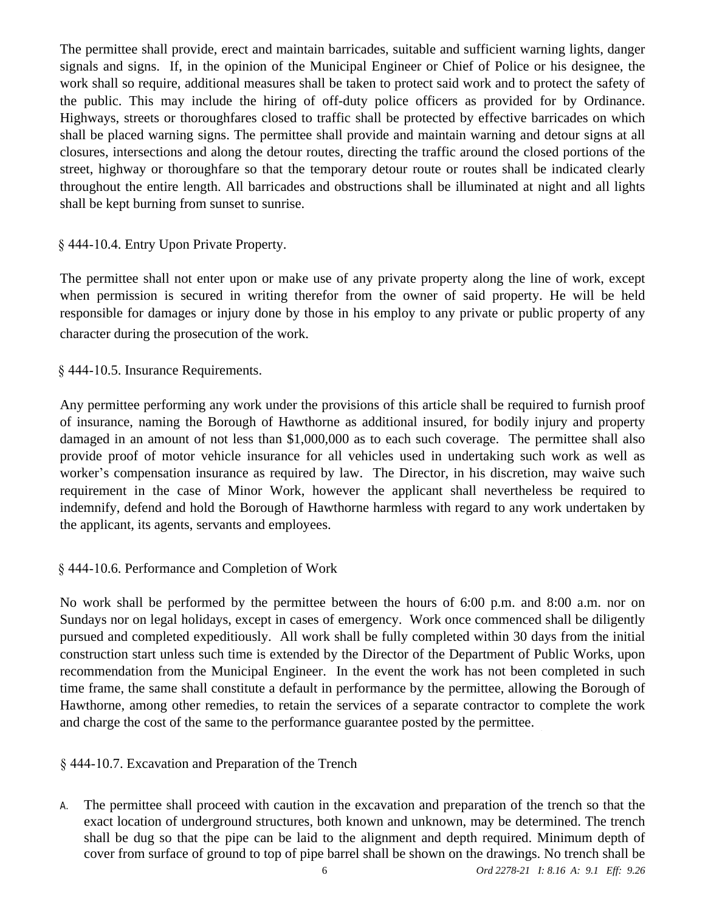The permittee shall provide, erect and maintain barricades, suitable and sufficient warning lights, danger signals and signs. If, in the opinion of the Municipal Engineer or Chief of Police or his designee, the work shall so require, additional measures shall be taken to protect said work and to protect the safety of the public. This may include the hiring of off-duty police officers as provided for by Ordinance. Highways, streets or thoroughfares closed to traffic shall be protected by effective barricades on which shall be placed warning signs. The permittee shall provide and maintain warning and detour signs at all closures, intersections and along the detour routes, directing the traffic around the closed portions of the street, highway or thoroughfare so that the temporary detour route or routes shall be indicated clearly throughout the entire length. All barricades and obstructions shall be illuminated at night and all lights shall be kept burning from sunset to sunrise.

§ 444-10.4. Entry Upon Private Property.

The permittee shall not enter upon or make use of any private property along the line of work, except when permission is secured in writing therefor from the owner of said property. He will be held responsible for damages or injury done by those in his employ to any private or public property of any character during the prosecution of the work.

§ 444-10.5. Insurance Requirements.

Any permittee performing any work under the provisions of this article shall be required to furnish proof of insurance, naming the Borough of Hawthorne as additional insured, for bodily injury and property damaged in an amount of not less than $1,000,000 as to each such coverage. The permittee shall also provide proof of motor vehicle insurance for all vehicles used in undertaking such work as well as worker's compensation insurance as required by law. The Director, in his discretion, may waive such requirement in the case of Minor Work, however the applicant shall nevertheless be required to indemnify, defend and hold the Borough of Hawthorne harmless with regard to any work undertaken by the applicant, its agents, servants and employees.

§ 444-10.6. Performance and Completion of Work

No work shall be performed by the permittee between the hours of 6:00 p.m. and 8:00 a.m. nor on Sundays nor on legal holidays, except in cases of emergency. Work once commenced shall be diligently pursued and completed expeditiously. All work shall be fully completed within 30 days from the initial construction start unless such time is extended by the Director of the Department of Public Works, upon recommendation from the Municipal Engineer. In the event the work has not been completed in such time frame, the same shall constitute a default in performance by the permittee, allowing the Borough of Hawthorne, among other remedies, to retain the services of a separate contractor to complete the work and charge the cost of the same to the performance guarantee posted by the permittee.

§ 444-10.7. Excavation and Preparation of the Trench

A. The permittee shall proceed with caution in the excavation and preparation of the trench so that the exact location of underground structures, both known and unknown, may be determined. The trench shall be dug so that the pipe can be laid to the alignment and depth required. Minimum depth of cover from surface of ground to top of pipe barrel shall be shown on the drawings. No trench shall be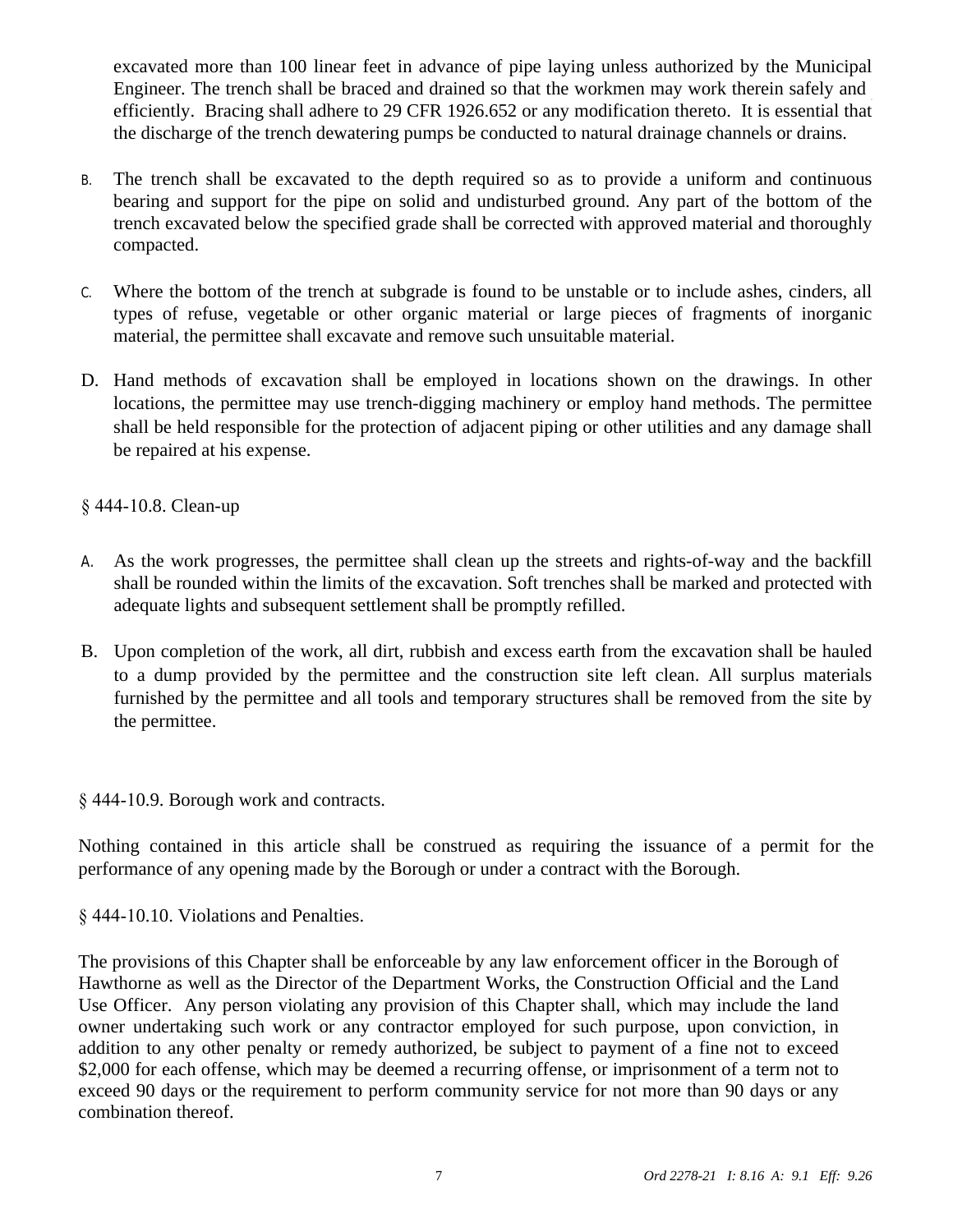excavated more than 100 linear feet in advance of pipe laying unless authorized by the Municipal Engineer. The trench shall be braced and drained so that the workmen may work therein safely and efficiently. Bracing shall adhere to 29 CFR 1926.652 or any modification thereto. It is essential that the discharge of the trench dewatering pumps be conducted to natural drainage channels or drains.

B. The trench shall be excavated to the depth required so as to provide a uniform and continuous bearing and support for the pipe on solid and undisturbed ground. Any part of the bottom of the trench excavated below the specified grade shall be corrected with approved material and thoroughly compacted.

C. Where the bottom of the trench at subgrade is found to be unstable or to include ashes, cinders, all types of refuse, vegetable or other organic material or large pieces of fragments of inorganic material, the permittee shall excavate and remove such unsuitable material.

D. Hand methods of excavation shall be employed in locations shown on the drawings. In other locations, the permittee may use trench-digging machinery or employ hand methods. The permittee shall be held responsible for the protection of adjacent piping or other utilities and any damage shall be repaired at his expense.

§ 444-10.8. Clean-up

A. As the work progresses, the permittee shall clean up the streets and rights-of-way and the backfill shall be rounded within the limits of the excavation. Soft trenches shall be marked and protected with adequate lights and subsequent settlement shall be promptly refilled.

B. Upon completion of the work, all dirt, rubbish and excess earth from the excavation shall be hauled to a dump provided by the permittee and the construction site left clean. All surplus materials furnished by the permittee and all tools and temporary structures shall be removed from the site by the permittee.

§ 444-10.9. Borough work and contracts.

Nothing contained in this article shall be construed as requiring the issuance of a permit for the performance of any opening made by the Borough or under a contract with the Borough.

§ 444-10.10. Violations and Penalties.

The provisions of this Chapter shall be enforceable by any law enforcement officer in the Borough of Hawthorne as well as the Director of the Department Works, the Construction Official and the Land Use Officer. Any person violating any provision of this Chapter shall, which may include the land owner undertaking such work or any contractor employed for such purpose, upon conviction, in addition to any other penalty or remedy authorized, be subject to payment of a fine not to exceed $2,000 for each offense, which may be deemed a recurring offense, or imprisonment of a term not to exceed 90 days or the requirement to perform community service for not more than 90 days or any combination thereof.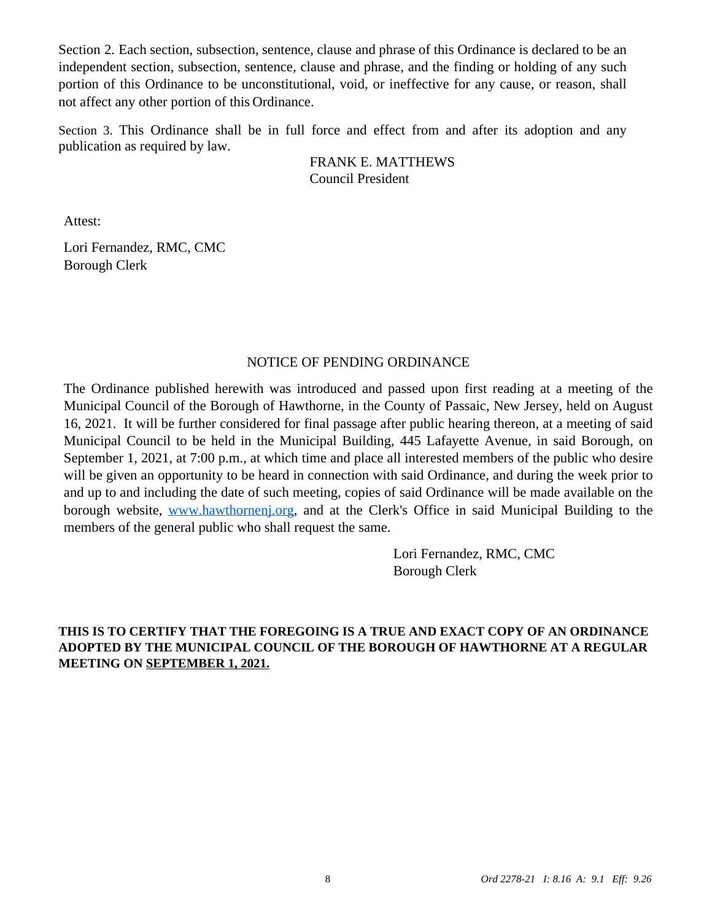Section 2. Each section, subsection, sentence, clause and phrase of this Ordinance is declared to be an independent section, subsection, sentence, clause and phrase, and the finding or holding of any such portion of this Ordinance to be unconstitutional, void, or ineffective for any cause, or reason, shall not affect any other portion of this Ordinance.

Section 3. This Ordinance shall be in full force and effect from and after its adoption and any publication as required by law.

FRANK E. MATTHEWS
Council President

Attest:

Lori Fernandez, RMC, CMC
Borough Clerk

NOTICE OF PENDING ORDINANCE

The Ordinance published herewith was introduced and passed upon first reading at a meeting of the Municipal Council of the Borough of Hawthorne, in the County of Passaic, New Jersey, held on August 16, 2021. It will be further considered for final passage after public hearing thereon, at a meeting of said Municipal Council to be held in the Municipal Building, 445 Lafayette Avenue, in said Borough, on September 1, 2021, at 7:00 p.m., at which time and place all interested members of the public who desire will be given an opportunity to be heard in connection with said Ordinance, and during the week prior to and up to and including the date of such meeting, copies of said Ordinance will be made available on the borough website, www.hawthornenj.org, and at the Clerk's Office in said Municipal Building to the members of the general public who shall request the same.

Lori Fernandez, RMC, CMC
Borough Clerk

**THIS IS TO CERTIFY THAT THE FOREGOING IS A TRUE AND EXACT COPY OF AN ORDINANCE ADOPTED BY THE MUNICIPAL COUNCIL OF THE BOROUGH OF HAWTHORNE AT A REGULAR MEETING ON SEPTEMBER 1, 2021.**